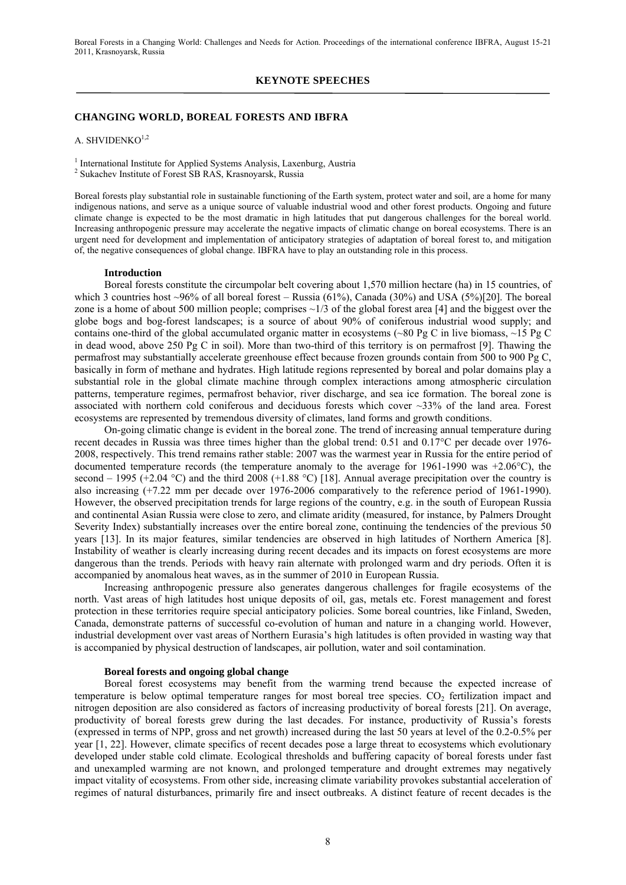**KEYNOTE SPEECHES**

## CHANGING WORLD, BOREAL FORESTS AND IBFRA

A. SHVIDENKO[1,2]

[1] International Institute for Applied Systems Analysis, Laxenburg, Austria
[2] Sukachev Institute of Forest SB RAS, Krasnoyarsk, Russia

Boreal forests play substantial role in sustainable functioning of the Earth system, protect water and soil, are a home for many indigenous nations, and serve as a unique source of valuable industrial wood and other forest products. Ongoing and future climate change is expected to be the most dramatic in high latitudes that put dangerous challenges for the boreal world. Increasing anthropogenic pressure may accelerate the negative impacts of climatic change on boreal ecosystems. There is an urgent need for development and implementation of anticipatory strategies of adaptation of boreal forest to, and mitigation of, the negative consequences of global change. IBFRA have to play an outstanding role in this process.

### Introduction

Boreal forests constitute the circumpolar belt covering about 1,570 million hectare (ha) in 15 countries, of which 3 countries host ~96% of all boreal forest – Russia (61%), Canada (30%) and USA (5%)[20]. The boreal zone is a home of about 500 million people; comprises ~1/3 of the global forest area [4] and the biggest over the globe bogs and bog-forest landscapes; is a source of about 90% of coniferous industrial wood supply; and contains one-third of the global accumulated organic matter in ecosystems (~80 Pg C in live biomass, ~15 Pg C in dead wood, above 250 Pg C in soil). More than two-third of this territory is on permafrost [9]. Thawing the permafrost may substantially accelerate greenhouse effect because frozen grounds contain from 500 to 900 Pg C, basically in form of methane and hydrates. High latitude regions represented by boreal and polar domains play a substantial role in the global climate machine through complex interactions among atmospheric circulation patterns, temperature regimes, permafrost behavior, river discharge, and sea ice formation. The boreal zone is associated with northern cold coniferous and deciduous forests which cover ~33% of the land area. Forest ecosystems are represented by tremendous diversity of climates, land forms and growth conditions.

On-going climatic change is evident in the boreal zone. The trend of increasing annual temperature during recent decades in Russia was three times higher than the global trend: 0.51 and 0.17°C per decade over 1976-2008, respectively. This trend remains rather stable: 2007 was the warmest year in Russia for the entire period of documented temperature records (the temperature anomaly to the average for 1961-1990 was +2.06°C), the second – 1995 (+2.04 °C) and the third 2008 (+1.88 °C) [18]. Annual average precipitation over the country is also increasing (+7.22 mm per decade over 1976-2006 comparatively to the reference period of 1961-1990). However, the observed precipitation trends for large regions of the country, e.g. in the south of European Russia and continental Asian Russia were close to zero, and climate aridity (measured, for instance, by Palmers Drought Severity Index) substantially increases over the entire boreal zone, continuing the tendencies of the previous 50 years [13]. In its major features, similar tendencies are observed in high latitudes of Northern America [8]. Instability of weather is clearly increasing during recent decades and its impacts on forest ecosystems are more dangerous than the trends. Periods with heavy rain alternate with prolonged warm and dry periods. Often it is accompanied by anomalous heat waves, as in the summer of 2010 in European Russia.

Increasing anthropogenic pressure also generates dangerous challenges for fragile ecosystems of the north. Vast areas of high latitudes host unique deposits of oil, gas, metals etc. Forest management and forest protection in these territories require special anticipatory policies. Some boreal countries, like Finland, Sweden, Canada, demonstrate patterns of successful co-evolution of human and nature in a changing world. However, industrial development over vast areas of Northern Eurasia's high latitudes is often provided in wasting way that is accompanied by physical destruction of landscapes, air pollution, water and soil contamination.

### Boreal forests and ongoing global change

Boreal forest ecosystems may benefit from the warming trend because the expected increase of temperature is below optimal temperature ranges for most boreal tree species. $CO_2$ fertilization impact and nitrogen deposition are also considered as factors of increasing productivity of boreal forests [21]. On average, productivity of boreal forests grew during the last decades. For instance, productivity of Russia's forests (expressed in terms of NPP, gross and net growth) increased during the last 50 years at level of the 0.2-0.5% per year [1, 22]. However, climate specifics of recent decades pose a large threat to ecosystems which evolutionary developed under stable cold climate. Ecological thresholds and buffering capacity of boreal forests under fast and unexampled warming are not known, and prolonged temperature and drought extremes may negatively impact vitality of ecosystems. From other side, increasing climate variability provokes substantial acceleration of regimes of natural disturbances, primarily fire and insect outbreaks. A distinct feature of recent decades is the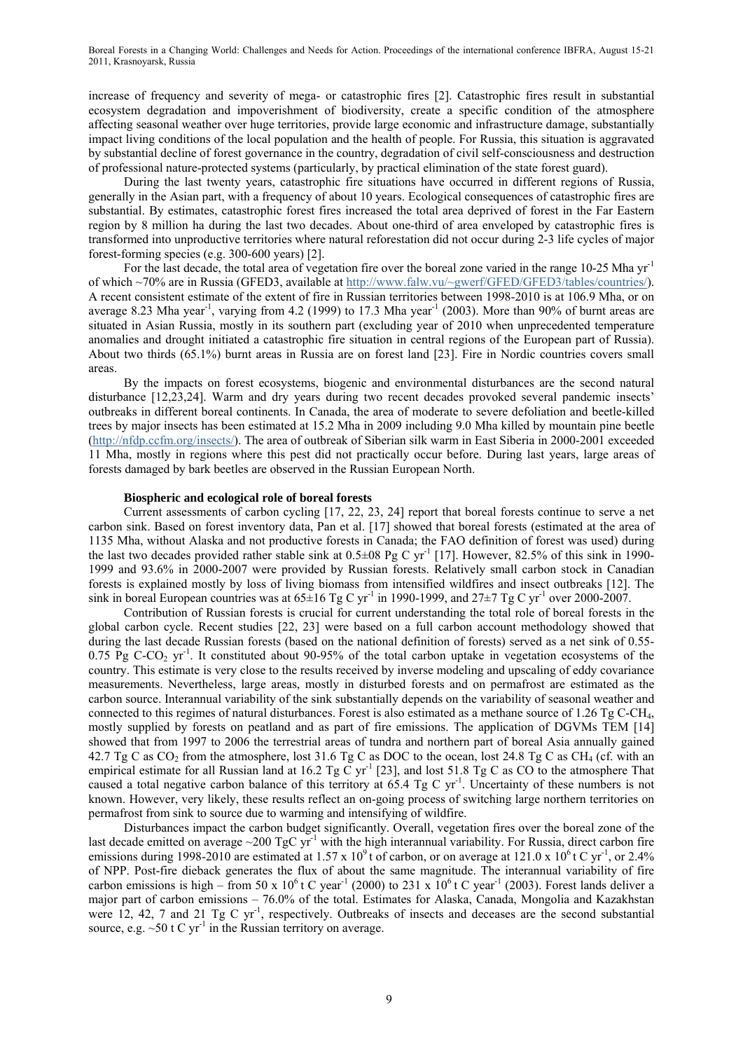increase of frequency and severity of mega- or catastrophic fires [2]. Catastrophic fires result in substantial ecosystem degradation and impoverishment of biodiversity, create a specific condition of the atmosphere affecting seasonal weather over huge territories, provide large economic and infrastructure damage, substantially impact living conditions of the local population and the health of people. For Russia, this situation is aggravated by substantial decline of forest governance in the country, degradation of civil self-consciousness and destruction of professional nature-protected systems (particularly, by practical elimination of the state forest guard).

During the last twenty years, catastrophic fire situations have occurred in different regions of Russia, generally in the Asian part, with a frequency of about 10 years. Ecological consequences of catastrophic fires are substantial. By estimates, catastrophic forest fires increased the total area deprived of forest in the Far Eastern region by 8 million ha during the last two decades. About one-third of area enveloped by catastrophic fires is transformed into unproductive territories where natural reforestation did not occur during 2-3 life cycles of major forest-forming species (e.g. 300-600 years) [2].

For the last decade, the total area of vegetation fire over the boreal zone varied in the range 10-25 Mha $yr^{-1}$ of which ~70% are in Russia (GFED3, available at http://www.falw.vu/~gwerf/GFED/GFED3/tables/countries/). A recent consistent estimate of the extent of fire in Russian territories between 1998-2010 is at 106.9 Mha, or on average 8.23 Mha $year^{-1}$, varying from 4.2 (1999) to 17.3 Mha $year^{-1}$ (2003). More than 90% of burnt areas are situated in Asian Russia, mostly in its southern part (excluding year of 2010 when unprecedented temperature anomalies and drought initiated a catastrophic fire situation in central regions of the European part of Russia). About two thirds (65.1%) burnt areas in Russia are on forest land [23]. Fire in Nordic countries covers small areas.

By the impacts on forest ecosystems, biogenic and environmental disturbances are the second natural disturbance [12,23,24]. Warm and dry years during two recent decades provoked several pandemic insects' outbreaks in different boreal continents. In Canada, the area of moderate to severe defoliation and beetle-killed trees by major insects has been estimated at 15.2 Mha in 2009 including 9.0 Mha killed by mountain pine beetle (http://nfdp.ccfm.org/insects/). The area of outbreak of Siberian silk warm in East Siberia in 2000-2001 exceeded 11 Mha, mostly in regions where this pest did not practically occur before. During last years, large areas of forests damaged by bark beetles are observed in the Russian European North.

**Biospheric and ecological role of boreal forests**

Current assessments of carbon cycling [17, 22, 23, 24] report that boreal forests continue to serve a net carbon sink. Based on forest inventory data, Pan et al. [17] showed that boreal forests (estimated at the area of 1135 Mha, without Alaska and not productive forests in Canada; the FAO definition of forest was used) during the last two decades provided rather stable sink at 0.5±08 Pg C $yr^{-1}$ [17]. However, 82.5% of this sink in 1990-1999 and 93.6% in 2000-2007 were provided by Russian forests. Relatively small carbon stock in Canadian forests is explained mostly by loss of living biomass from intensified wildfires and insect outbreaks [12]. The sink in boreal European countries was at 65±16 Tg C $yr^{-1}$ in 1990-1999, and 27±7 Tg C $yr^{-1}$ over 2000-2007.

Contribution of Russian forests is crucial for current understanding the total role of boreal forests in the global carbon cycle. Recent studies [22, 23] were based on a full carbon account methodology showed that during the last decade Russian forests (based on the national definition of forests) served as a net sink of 0.55-0.75 Pg C-$CO_2$ $yr^{-1}$. It constituted about 90-95% of the total carbon uptake in vegetation ecosystems of the country. This estimate is very close to the results received by inverse modeling and upscaling of eddy covariance measurements. Nevertheless, large areas, mostly in disturbed forests and on permafrost are estimated as the carbon source. Interannual variability of the sink substantially depends on the variability of seasonal weather and connected to this regimes of natural disturbances. Forest is also estimated as a methane source of 1.26 Tg C-$CH_4$, mostly supplied by forests on peatland and as part of fire emissions. The application of DGVMs TEM [14] showed that from 1997 to 2006 the terrestrial areas of tundra and northern part of boreal Asia annually gained 42.7 Tg C as $CO_2$ from the atmosphere, lost 31.6 Tg C as DOC to the ocean, lost 24.8 Tg C as $CH_4$ (cf. with an empirical estimate for all Russian land at 16.2 Tg C $yr^{-1}$ [23], and lost 51.8 Tg C as CO to the atmosphere That caused a total negative carbon balance of this territory at 65.4 Tg C $yr^{-1}$. Uncertainty of these numbers is not known. However, very likely, these results reflect an on-going process of switching large northern territories on permafrost from sink to source due to warming and intensifying of wildfire.

Disturbances impact the carbon budget significantly. Overall, vegetation fires over the boreal zone of the last decade emitted on average ~200 TgC $yr^{-1}$ with the high interannual variability. For Russia, direct carbon fire emissions during 1998-2010 are estimated at $1.57 \times 10^9$ t of carbon, or on average at $121.0 \times 10^6$ t C $yr^{-1}$, or 2.4% of NPP. Post-fire dieback generates the flux of about the same magnitude. The interannual variability of fire carbon emissions is high – from $50 \times 10^6$ t C $year^{-1}$ (2000) to $231 \times 10^6$ t C $year^{-1}$ (2003). Forest lands deliver a major part of carbon emissions – 76.0% of the total. Estimates for Alaska, Canada, Mongolia and Kazakhstan were 12, 42, 7 and 21 Tg C $yr^{-1}$, respectively. Outbreaks of insects and deceases are the second substantial source, e.g. ~50 t C $yr^{-1}$ in the Russian territory on average.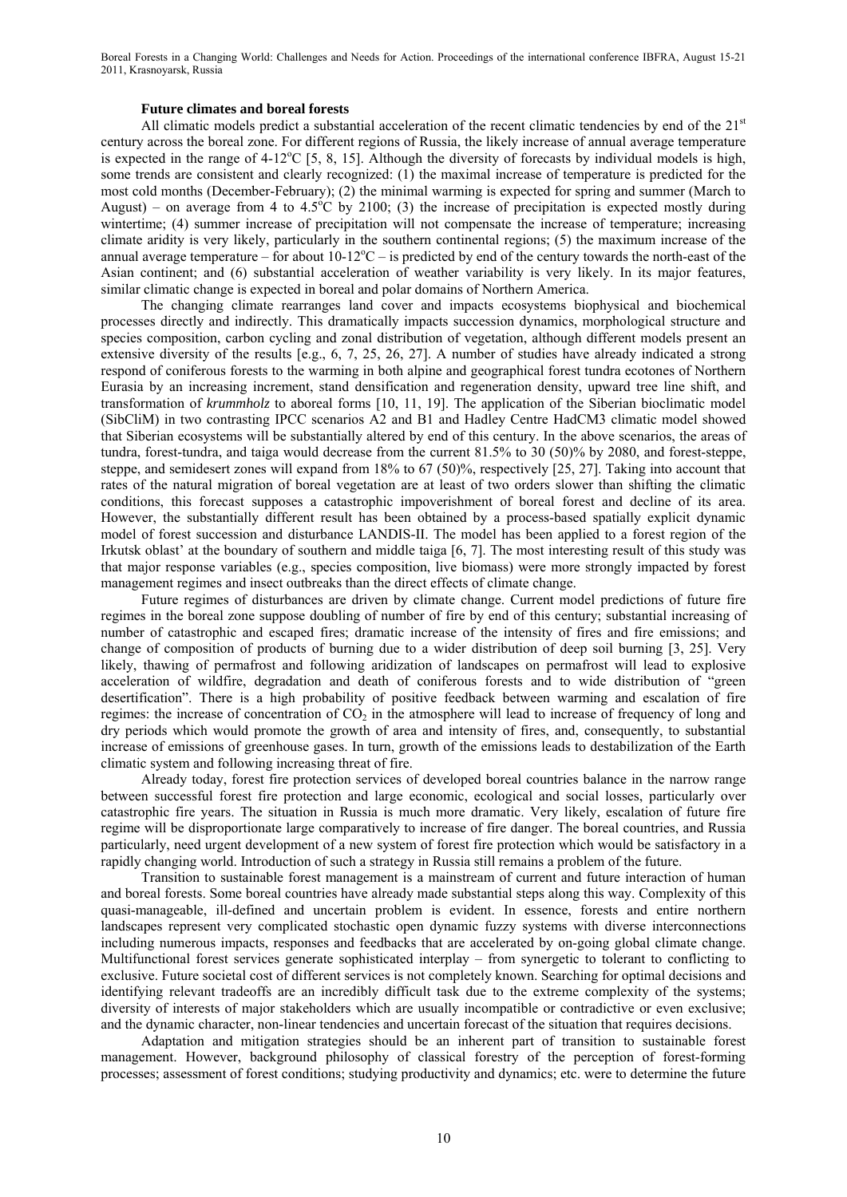### Future climates and boreal forests

All climatic models predict a substantial acceleration of the recent climatic tendencies by end of the 21st century across the boreal zone. For different regions of Russia, the likely increase of annual average temperature is expected in the range of 4-12°C [5, 8, 15]. Although the diversity of forecasts by individual models is high, some trends are consistent and clearly recognized: (1) the maximal increase of temperature is predicted for the most cold months (December-February); (2) the minimal warming is expected for spring and summer (March to August) – on average from 4 to 4.5°C by 2100; (3) the increase of precipitation is expected mostly during wintertime; (4) summer increase of precipitation will not compensate the increase of temperature; increasing climate aridity is very likely, particularly in the southern continental regions; (5) the maximum increase of the annual average temperature – for about 10-12°C – is predicted by end of the century towards the north-east of the Asian continent; and (6) substantial acceleration of weather variability is very likely. In its major features, similar climatic change is expected in boreal and polar domains of Northern America.

The changing climate rearranges land cover and impacts ecosystems biophysical and biochemical processes directly and indirectly. This dramatically impacts succession dynamics, morphological structure and species composition, carbon cycling and zonal distribution of vegetation, although different models present an extensive diversity of the results [e.g., 6, 7, 25, 26, 27]. A number of studies have already indicated a strong respond of coniferous forests to the warming in both alpine and geographical forest tundra ecotones of Northern Eurasia by an increasing increment, stand densification and regeneration density, upward tree line shift, and transformation of *krummholz* to aboreal forms [10, 11, 19]. The application of the Siberian bioclimatic model (SibCliM) in two contrasting IPCC scenarios A2 and B1 and Hadley Centre HadCM3 climatic model showed that Siberian ecosystems will be substantially altered by end of this century. In the above scenarios, the areas of tundra, forest-tundra, and taiga would decrease from the current 81.5% to 30 (50)% by 2080, and forest-steppe, steppe, and semidesert zones will expand from 18% to 67 (50)%, respectively [25, 27]. Taking into account that rates of the natural migration of boreal vegetation are at least of two orders slower than shifting the climatic conditions, this forecast supposes a catastrophic impoverishment of boreal forest and decline of its area. However, the substantially different result has been obtained by a process-based spatially explicit dynamic model of forest succession and disturbance LANDIS-II. The model has been applied to a forest region of the Irkutsk oblast' at the boundary of southern and middle taiga [6, 7]. The most interesting result of this study was that major response variables (e.g., species composition, live biomass) were more strongly impacted by forest management regimes and insect outbreaks than the direct effects of climate change.

Future regimes of disturbances are driven by climate change. Current model predictions of future fire regimes in the boreal zone suppose doubling of number of fire by end of this century; substantial increasing of number of catastrophic and escaped fires; dramatic increase of the intensity of fires and fire emissions; and change of composition of products of burning due to a wider distribution of deep soil burning [3, 25]. Very likely, thawing of permafrost and following aridization of landscapes on permafrost will lead to explosive acceleration of wildfire, degradation and death of coniferous forests and to wide distribution of "green desertification". There is a high probability of positive feedback between warming and escalation of fire regimes: the increase of concentration of $CO_2$ in the atmosphere will lead to increase of frequency of long and dry periods which would promote the growth of area and intensity of fires, and, consequently, to substantial increase of emissions of greenhouse gases. In turn, growth of the emissions leads to destabilization of the Earth climatic system and following increasing threat of fire.

Already today, forest fire protection services of developed boreal countries balance in the narrow range between successful forest fire protection and large economic, ecological and social losses, particularly over catastrophic fire years. The situation in Russia is much more dramatic. Very likely, escalation of future fire regime will be disproportionate large comparatively to increase of fire danger. The boreal countries, and Russia particularly, need urgent development of a new system of forest fire protection which would be satisfactory in a rapidly changing world. Introduction of such a strategy in Russia still remains a problem of the future.

Transition to sustainable forest management is a mainstream of current and future interaction of human and boreal forests. Some boreal countries have already made substantial steps along this way. Complexity of this quasi-manageable, ill-defined and uncertain problem is evident. In essence, forests and entire northern landscapes represent very complicated stochastic open dynamic fuzzy systems with diverse interconnections including numerous impacts, responses and feedbacks that are accelerated by on-going global climate change. Multifunctional forest services generate sophisticated interplay – from synergetic to tolerant to conflicting to exclusive. Future societal cost of different services is not completely known. Searching for optimal decisions and identifying relevant tradeoffs are an incredibly difficult task due to the extreme complexity of the systems; diversity of interests of major stakeholders which are usually incompatible or contradictive or even exclusive; and the dynamic character, non-linear tendencies and uncertain forecast of the situation that requires decisions.

Adaptation and mitigation strategies should be an inherent part of transition to sustainable forest management. However, background philosophy of classical forestry of the perception of forest-forming processes; assessment of forest conditions; studying productivity and dynamics; etc. were to determine the future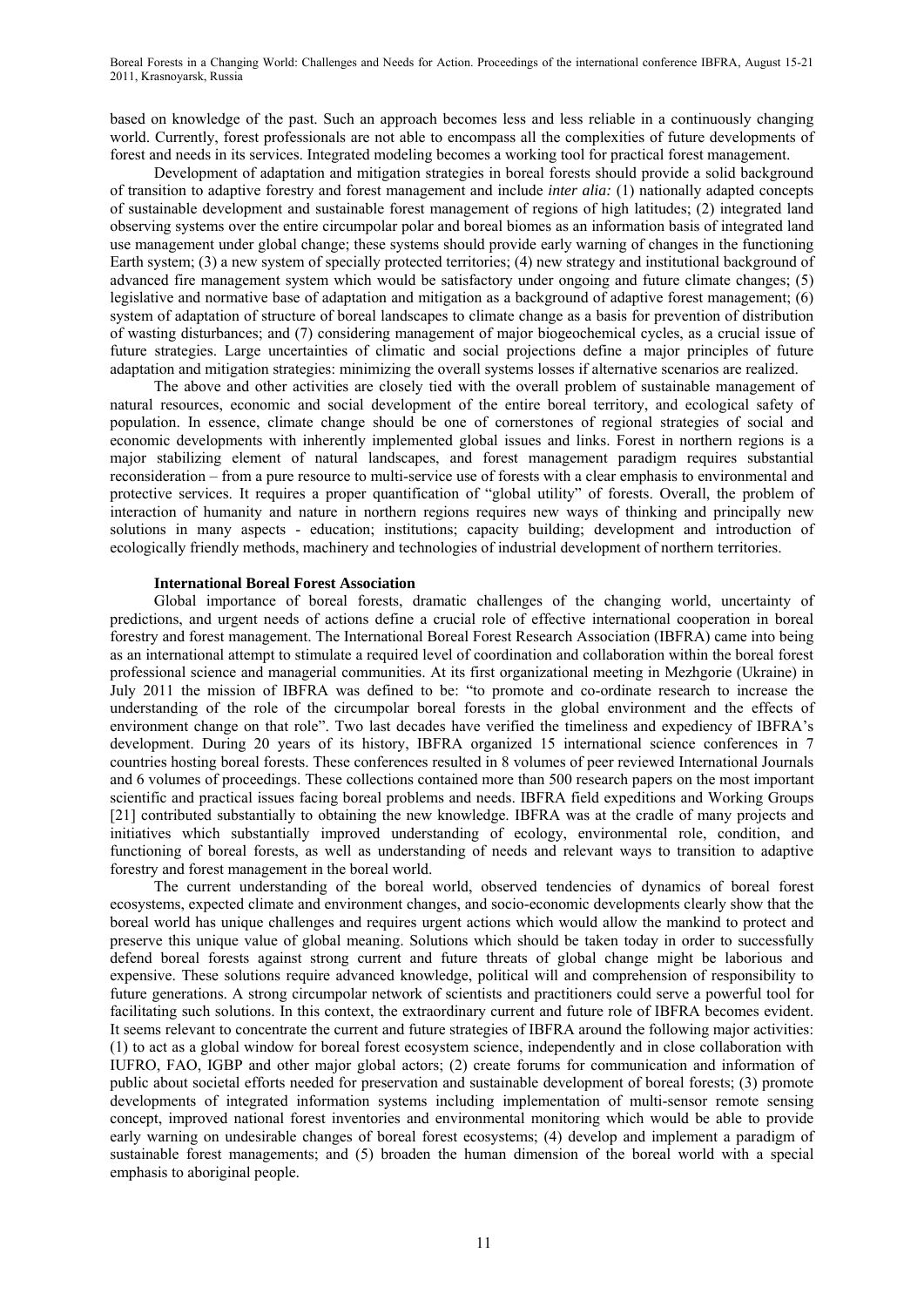based on knowledge of the past. Such an approach becomes less and less reliable in a continuously changing world. Currently, forest professionals are not able to encompass all the complexities of future developments of forest and needs in its services. Integrated modeling becomes a working tool for practical forest management.

Development of adaptation and mitigation strategies in boreal forests should provide a solid background of transition to adaptive forestry and forest management and include *inter alia:* (1) nationally adapted concepts of sustainable development and sustainable forest management of regions of high latitudes; (2) integrated land observing systems over the entire circumpolar polar and boreal biomes as an information basis of integrated land use management under global change; these systems should provide early warning of changes in the functioning Earth system; (3) a new system of specially protected territories; (4) new strategy and institutional background of advanced fire management system which would be satisfactory under ongoing and future climate changes; (5) legislative and normative base of adaptation and mitigation as a background of adaptive forest management; (6) system of adaptation of structure of boreal landscapes to climate change as a basis for prevention of distribution of wasting disturbances; and (7) considering management of major biogeochemical cycles, as a crucial issue of future strategies. Large uncertainties of climatic and social projections define a major principles of future adaptation and mitigation strategies: minimizing the overall systems losses if alternative scenarios are realized.

The above and other activities are closely tied with the overall problem of sustainable management of natural resources, economic and social development of the entire boreal territory, and ecological safety of population. In essence, climate change should be one of cornerstones of regional strategies of social and economic developments with inherently implemented global issues and links. Forest in northern regions is a major stabilizing element of natural landscapes, and forest management paradigm requires substantial reconsideration – from a pure resource to multi-service use of forests with a clear emphasis to environmental and protective services. It requires a proper quantification of "global utility" of forests. Overall, the problem of interaction of humanity and nature in northern regions requires new ways of thinking and principally new solutions in many aspects - education; institutions; capacity building; development and introduction of ecologically friendly methods, machinery and technologies of industrial development of northern territories.

**International Boreal Forest Association**

Global importance of boreal forests, dramatic challenges of the changing world, uncertainty of predictions, and urgent needs of actions define a crucial role of effective international cooperation in boreal forestry and forest management. The International Boreal Forest Research Association (IBFRA) came into being as an international attempt to stimulate a required level of coordination and collaboration within the boreal forest professional science and managerial communities. At its first organizational meeting in Mezhgorie (Ukraine) in July 2011 the mission of IBFRA was defined to be: "to promote and co-ordinate research to increase the understanding of the role of the circumpolar boreal forests in the global environment and the effects of environment change on that role". Two last decades have verified the timeliness and expediency of IBFRA's development. During 20 years of its history, IBFRA organized 15 international science conferences in 7 countries hosting boreal forests. These conferences resulted in 8 volumes of peer reviewed International Journals and 6 volumes of proceedings. These collections contained more than 500 research papers on the most important scientific and practical issues facing boreal problems and needs. IBFRA field expeditions and Working Groups [21] contributed substantially to obtaining the new knowledge. IBFRA was at the cradle of many projects and initiatives which substantially improved understanding of ecology, environmental role, condition, and functioning of boreal forests, as well as understanding of needs and relevant ways to transition to adaptive forestry and forest management in the boreal world.

The current understanding of the boreal world, observed tendencies of dynamics of boreal forest ecosystems, expected climate and environment changes, and socio-economic developments clearly show that the boreal world has unique challenges and requires urgent actions which would allow the mankind to protect and preserve this unique value of global meaning. Solutions which should be taken today in order to successfully defend boreal forests against strong current and future threats of global change might be laborious and expensive. These solutions require advanced knowledge, political will and comprehension of responsibility to future generations. A strong circumpolar network of scientists and practitioners could serve a powerful tool for facilitating such solutions. In this context, the extraordinary current and future role of IBFRA becomes evident. It seems relevant to concentrate the current and future strategies of IBFRA around the following major activities: (1) to act as a global window for boreal forest ecosystem science, independently and in close collaboration with IUFRO, FAO, IGBP and other major global actors; (2) create forums for communication and information of public about societal efforts needed for preservation and sustainable development of boreal forests; (3) promote developments of integrated information systems including implementation of multi-sensor remote sensing concept, improved national forest inventories and environmental monitoring which would be able to provide early warning on undesirable changes of boreal forest ecosystems; (4) develop and implement a paradigm of sustainable forest managements; and (5) broaden the human dimension of the boreal world with a special emphasis to aboriginal people.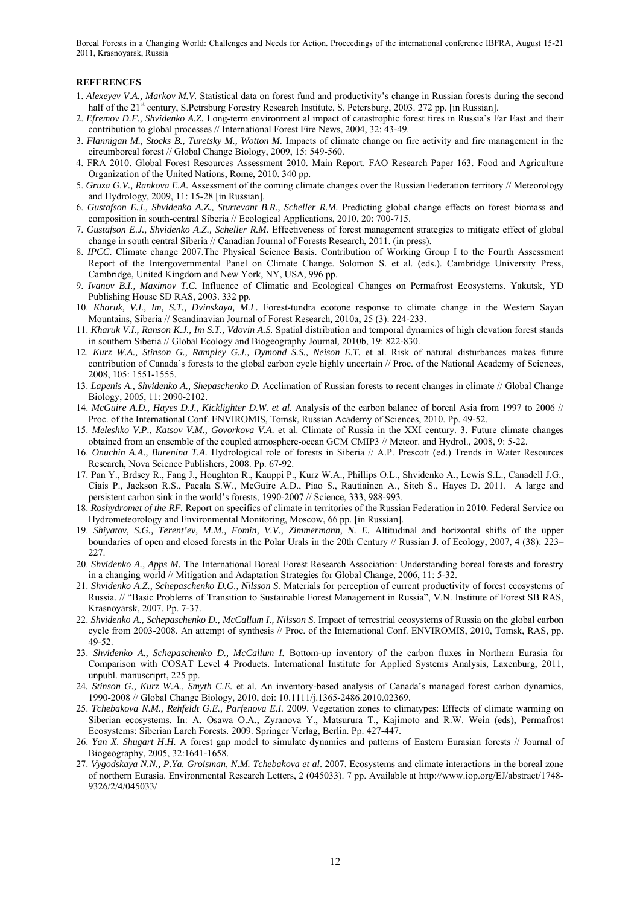**REFERENCES**

1. *Alexeyev V.A., Markov M.V.* Statistical data on forest fund and productivity's change in Russian forests during the second half of the 21[st] century, S.Petrsburg Forestry Research Institute, S. Petersburg, 2003. 272 pp. [in Russian].
2. *Efremov D.F., Shvidenko A.Z.* Long-term environment al impact of catastrophic forest fires in Russia's Far East and their contribution to global processes // International Forest Fire News, 2004, 32: 43-49.
3. *Flannigan M., Stocks B., Turetsky M., Wotton M.* Impacts of climate change on fire activity and fire management in the circumboreal forest // Global Change Biology, 2009, 15: 549-560.
4. FRA 2010. Global Forest Resources Assessment 2010. Main Report. FAO Research Paper 163. Food and Agriculture Organization of the United Nations, Rome, 2010. 340 pp.
5. *Gruza G.V., Rankova E.A.* Assessment of the coming climate changes over the Russian Federation territory // Meteorology and Hydrology, 2009, 11: 15-28 [in Russian].
6. *Gustafson E.J., Shvidenko A.Z., Sturtevant B.R., Scheller R.M.* Predicting global change effects on forest biomass and composition in south-central Siberia // Ecological Applications, 2010, 20: 700-715.
7. *Gustafson E.J., Shvidenko A.Z., Scheller R.M.* Effectiveness of forest management strategies to mitigate effect of global change in south central Siberia // Canadian Journal of Forests Research, 2011. (in press).
8. *IPCC*. Climate change 2007.The Physical Science Basis. Contribution of Working Group I to the Fourth Assessment Report of the Intergovernmental Panel on Climate Change. Solomon S. et al. (eds.). Cambridge University Press, Cambridge, United Kingdom and New York, NY, USA, 996 pp.
9. *Ivanov B.I., Maximov T.C.* Influence of Climatic and Ecological Changes on Permafrost Ecosystems. Yakutsk, YD Publishing House SD RAS, 2003. 332 pp.
10. *Kharuk, V.I., Im, S.T., Dvinskaya, M.L.* Forest-tundra ecotone response to climate change in the Western Sayan Mountains, Siberia // Scandinavian Journal of Forest Research, 2010a, 25 (3): 224-233.
11. *Kharuk V.I., Ranson K.J., Im S.T., Vdovin A.S.* Spatial distribution and temporal dynamics of high elevation forest stands in southern Siberia // Global Ecology and Biogeography Journal, 2010b, 19: 822-830.
12. *Kurz W.A., Stinson G., Rampley G.J., Dymond S.S., Neison E.T.* et al. Risk of natural disturbances makes future contribution of Canada's forests to the global carbon cycle highly uncertain // Proc. of the National Academy of Sciences, 2008, 105: 1551-1555.
13. *Lapenis A., Shvidenko A., Shepaschenko D.* Acclimation of Russian forests to recent changes in climate // Global Change Biology, 2005, 11: 2090-2102.
14. *McGuire A.D., Hayes D.J., Kicklighter D.W. et al.* Analysis of the carbon balance of boreal Asia from 1997 to 2006 // Proc. of the International Conf. ENVIROMIS, Tomsk, Russian Academy of Sciences, 2010. Pp. 49-52.
15. *Meleshko V.P., Katsov V.M., Govorkova V.A.* et al. Climate of Russia in the XXI century. 3. Future climate changes obtained from an ensemble of the coupled atmosphere-ocean GCM CMIP3 // Meteor. and Hydrol., 2008, 9: 5-22.
16. *Onuchin A.A., Burenina T.A.* Hydrological role of forests in Siberia // A.P. Prescott (ed.) Trends in Water Resources Research, Nova Science Publishers, 2008. Pp. 67-92.
17. Pan Y., Brdsey R., Fang J., Houghton R., Kauppi P., Kurz W.A., Phillips O.L., Shvidenko A., Lewis S.L., Canadell J.G., Ciais P., Jackson R.S., Pacala S.W., McGuire A.D., Piao S., Rautiainen A., Sitch S., Hayes D. 2011. A large and persistent carbon sink in the world's forests, 1990-2007 // Science, 333, 988-993.
18. *Roshydromet of the RF.* Report on specifics of climate in territories of the Russian Federation in 2010. Federal Service on Hydrometeorology and Environmental Monitoring, Moscow, 66 pp. [in Russian].
19. *Shiyatov, S.G., Terent'ev, M.M., Fomin, V.V., Zimmermann, N. E.* Altitudinal and horizontal shifts of the upper boundaries of open and closed forests in the Polar Urals in the 20th Century // Russian J. of Ecology, 2007, 4 (38): 223–227.
20. *Shvidenko A., Apps M.* The International Boreal Forest Research Association: Understanding boreal forests and forestry in a changing world // Mitigation and Adaptation Strategies for Global Change, 2006, 11: 5-32.
21. *Shvidenko A.Z., Schepaschenko D.G., Nilsson S.* Materials for perception of current productivity of forest ecosystems of Russia. // "Basic Problems of Transition to Sustainable Forest Management in Russia", V.N. Institute of Forest SB RAS, Krasnoyarsk, 2007. Pp. 7-37.
22. *Shvidenko A., Schepaschenko D., McCallum I., Nilsson S.* Impact of terrestrial ecosystems of Russia on the global carbon cycle from 2003-2008. An attempt of synthesis // Proc. of the International Conf. ENVIROMIS, 2010, Tomsk, RAS, pp. 49-52.
23. *Shvidenko A., Schepaschenko D., McCallum I.* Bottom-up inventory of the carbon fluxes in Northern Eurasia for Comparison with COSAT Level 4 Products. International Institute for Applied Systems Analysis, Laxenburg, 2011, unpubl. manuscriprt, 225 pp.
24. *Stinson G., Kurz W.A., Smyth C.E.* et al. An inventory-based analysis of Canada's managed forest carbon dynamics, 1990-2008 // Global Change Biology, 2010, doi: 10.1111/j.1365-2486.2010.02369.
25. *Tchebakova N.M., Rehfeldt G.E., Parfenova E.I.* 2009. Vegetation zones to climatypes: Effects of climate warming on Siberian ecosystems. In: A. Osawa O.A., Zyranova Y., Matsurura T., Kajimoto and R.W. Wein (eds), Permafrost Ecosystems: Siberian Larch Forests*.* 2009. Springer Verlag, Berlin. Pp. 427-447.
26. *Yan X. Shugart H.H.* A forest gap model to simulate dynamics and patterns of Eastern Eurasian forests // Journal of Biogeography, 2005, 32:1641-1658.
27. *Vygodskaya N.N., P.Ya. Groisman, N.M. Tchebakova et al*. 2007. Ecosystems and climate interactions in the boreal zone of northern Eurasia. Environmental Research Letters, 2 (045033). 7 pp. Available at http://www.iop.org/EJ/abstract/1748-9326/2/4/045033/